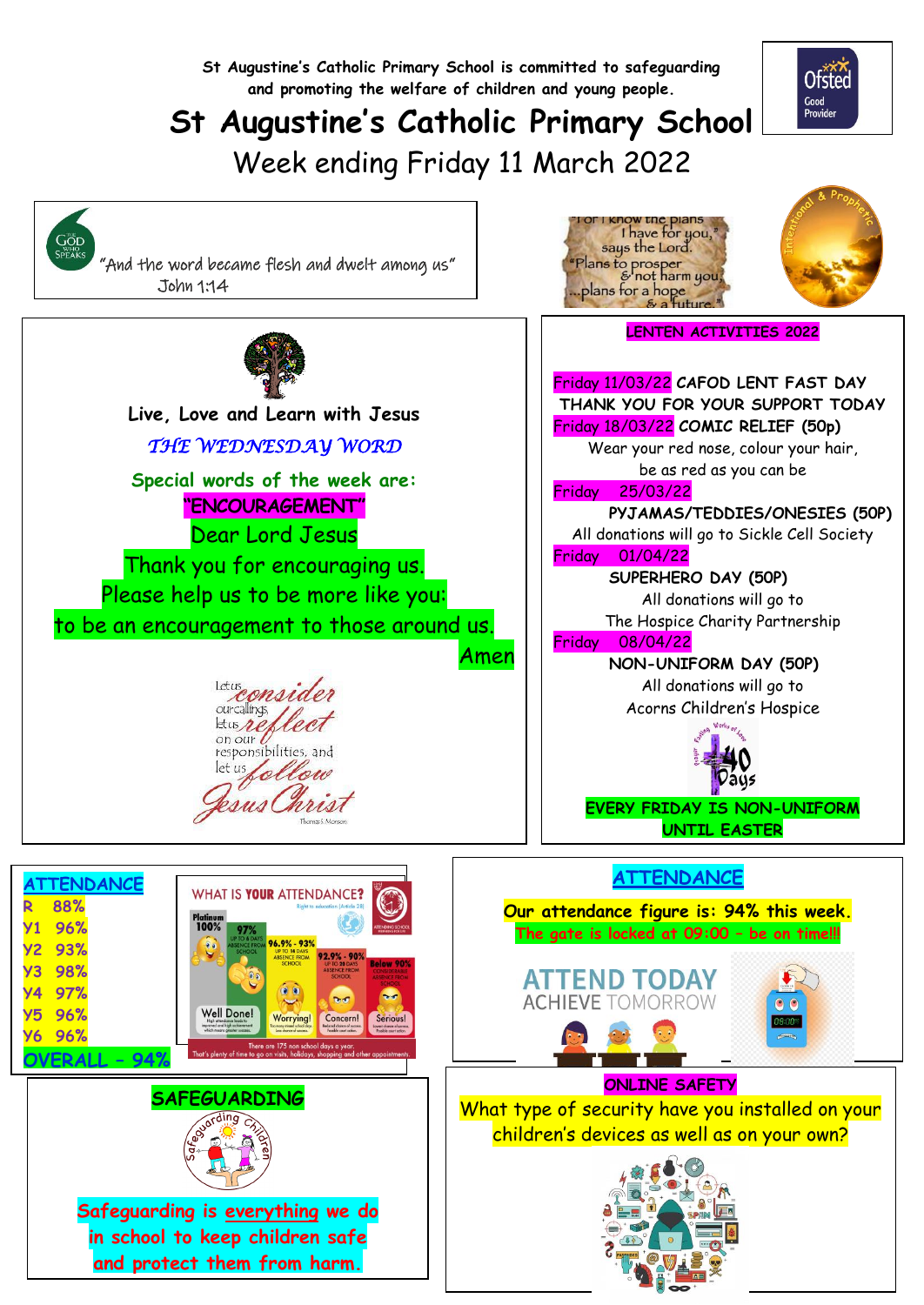St Augustine's Catholic Primary School is committed to safeguarding and promoting the welfare of children and young people.

# St Augustine's Catholic Primary School

## Week ending Friday 11 March 2022

"And the word became flesh and dwelt among us"
John 1:14

"For I know the plans I have for you," says the Lord. "Plans to prosper & not harm you, ...plans for a hope & a future."

**Live, Love and Learn with Jesus**

*THE WEDNESDAY WORD*

**Special words of the week are:**

**"ENCOURAGEMENT"**

Dear Lord Jesus
Thank you for encouraging us.
Please help us to be more like you:
to be an encouragement to those around us.
Amen

Let us consider our callings, let us reflect on our responsibilities, and let us follow Jesus Christ
Thomas S. Monson

### LENTEN ACTIVITIES 2022

Friday 11/03/22 **CAFOD LENT FAST DAY**
**THANK YOU FOR YOUR SUPPORT TODAY**

Friday 18/03/22 **COMIC RELIEF (50p)**
Wear your red nose, colour your hair, be as red as you can be

Friday 25/03/22
**PYJAMAS/TEDDIES/ONESIES (50P)**
All donations will go to Sickle Cell Society

Friday 01/04/22
**SUPERHERO DAY (50P)**
All donations will go to The Hospice Charity Partnership

Friday 08/04/22
**NON-UNIFORM DAY (50P)**
All donations will go to Acorns Children's Hospice

**EVERY FRIDAY IS NON-UNIFORM UNTIL EASTER**

### ATTENDANCE

| Class | Attendance |
|---|---|
| R | 88% |
| Y1 | 96% |
| Y2 | 93% |
| Y3 | 98% |
| Y4 | 97% |
| Y5 | 96% |
| Y6 | 96% |
| OVERALL | 94% |

### ATTENDANCE

**Our attendance figure is: 94% this week.**

**The gate is locked at 09:00 – be on time!!!**

ATTEND TODAY ACHIEVE TOMORROW

### SAFEGUARDING

**Safeguarding is everything we do in school to keep children safe and protect them from harm.**

### ONLINE SAFETY

What type of security have you installed on your children's devices as well as on your own?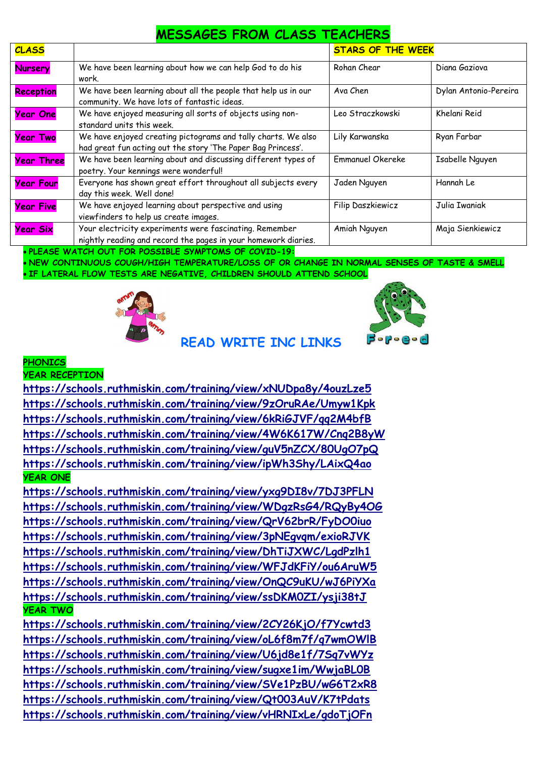# MESSAGES FROM CLASS TEACHERS

| CLASS | | STARS OF THE WEEK | |
|---|---|---|---|
| Nursery | We have been learning about how we can help God to do his work. | Rohan Chear | Diana Gaziova |
| Reception | We have been learning about all the people that help us in our community. We have lots of fantastic ideas. | Ava Chen | Dylan Antonio-Pereira |
| Year One | We have enjoyed measuring all sorts of objects using non-standard units this week. | Leo Straczkowski | Khelani Reid |
| Year Two | We have enjoyed creating pictograms and tally charts. We also had great fun acting out the story 'The Paper Bag Princess'. | Lily Karwanska | Ryan Farbar |
| Year Three | We have been learning about and discussing different types of poetry. Your kennings were wonderful! | Emmanuel Okereke | Isabelle Nguyen |
| Year Four | Everyone has shown great effort throughout all subjects every day this week. Well done! | Jaden Nguyen | Hannah Le |
| Year Five | We have enjoyed learning about perspective and using viewfinders to help us create images. | Filip Daszkiewicz | Julia Iwaniak |
| Year Six | Your electricity experiments were fascinating. Remember nightly reading and record the pages in your homework diaries. | Amiah Nguyen | Maja Sienkiewicz |

- PLEASE WATCH OUT FOR POSSIBLE SYMPTOMS OF COVID-19:
- NEW CONTINUOUS COUGH/HIGH TEMPERATURE/LOSS OF OR CHANGE IN NORMAL SENSES OF TASTE & SMELL
- IF LATERAL FLOW TESTS ARE NEGATIVE, CHILDREN SHOULD ATTEND SCHOOL

## READ WRITE INC LINKS

PHONICS

YEAR RECEPTION

https://schools.ruthmiskin.com/training/view/xNUDpa8y/4ouzLze5
https://schools.ruthmiskin.com/training/view/9zOruRAe/Umyw1Kpk
https://schools.ruthmiskin.com/training/view/6kRiGJVF/qq2M4bfB
https://schools.ruthmiskin.com/training/view/4W6K617W/Cnq2B8yW
https://schools.ruthmiskin.com/training/view/guV5nZCX/80UgO7pQ
https://schools.ruthmiskin.com/training/view/ipWh3Shy/LAixQ4ao

YEAR ONE

https://schools.ruthmiskin.com/training/view/yxg9DI8v/7DJ3PFLN
https://schools.ruthmiskin.com/training/view/WDgzRsG4/RQyBy4OG
https://schools.ruthmiskin.com/training/view/QrV62brR/FyDO0iuo
https://schools.ruthmiskin.com/training/view/3pNEgvqm/exioRJVK
https://schools.ruthmiskin.com/training/view/DhTiJXWC/LgdPzlh1
https://schools.ruthmiskin.com/training/view/WFJdKFiY/ou6AruW5
https://schools.ruthmiskin.com/training/view/OnQC9uKU/wJ6PiYXa
https://schools.ruthmiskin.com/training/view/ssDKM0ZI/ysji38tJ

YEAR TWO

https://schools.ruthmiskin.com/training/view/2CY26KjO/f7Ycwtd3
https://schools.ruthmiskin.com/training/view/oL6f8m7f/q7wmOWlB
https://schools.ruthmiskin.com/training/view/U6jd8e1f/7Sq7vWYz
https://schools.ruthmiskin.com/training/view/sugxe1im/WwjaBL0B
https://schools.ruthmiskin.com/training/view/SVe1PzBU/wG6T2xR8
https://schools.ruthmiskin.com/training/view/Qt003AuV/K7tPdats
https://schools.ruthmiskin.com/training/view/vHRNIxLe/gdoTjOFn